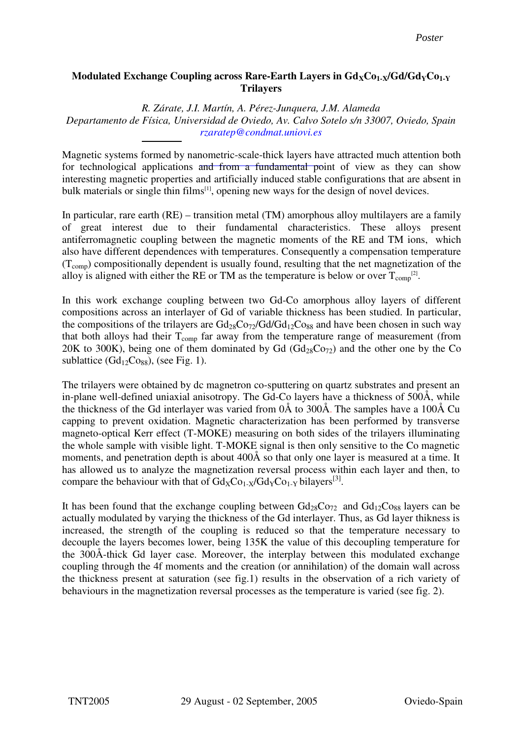Poster

# Modulated Exchange Coupling across Rare-Earth Layers in $Gd_XCo_{1-X}$/Gd/$Gd_YCo_{1-Y}$ Trilayers

*R. Zárate, J.I. Martín, A. Pérez-Junquera, J.M. Alameda*
*Departamento de Física, Universidad de Oviedo, Av. Calvo Sotelo s/n 33007, Oviedo, Spain*
*rzaratep@condmat.uniovi.es*

Magnetic systems formed by nanometric-scale-thick layers have attracted much attention both for technological applications and from a fundamental point of view as they can show interesting magnetic properties and artificially induced stable configurations that are absent in bulk materials or single thin films[1], opening new ways for the design of novel devices.

In particular, rare earth (RE) – transition metal (TM) amorphous alloy multilayers are a family of great interest due to their fundamental characteristics. These alloys present antiferromagnetic coupling between the magnetic moments of the RE and TM ions, which also have different dependences with temperatures. Consequently a compensation temperature ($T_{comp}$) compositionally dependent is usually found, resulting that the net magnetization of the alloy is aligned with either the RE or TM as the temperature is below or over $T_{comp}$[2].

In this work exchange coupling between two Gd-Co amorphous alloy layers of different compositions across an interlayer of Gd of variable thickness has been studied. In particular, the compositions of the trilayers are $Gd_{28}Co_{72}$/Gd/$Gd_{12}Co_{88}$ and have been chosen in such way that both alloys had their $T_{comp}$ far away from the temperature range of measurement (from 20K to 300K), being one of them dominated by Gd ($Gd_{28}Co_{72}$) and the other one by the Co sublattice ($Gd_{12}Co_{88}$), (see Fig. 1).

The trilayers were obtained by dc magnetron co-sputtering on quartz substrates and present an in-plane well-defined uniaxial anisotropy. The Gd-Co layers have a thickness of 500Å, while the thickness of the Gd interlayer was varied from 0Å to 300Å. The samples have a 100Å Cu capping to prevent oxidation. Magnetic characterization has been performed by transverse magneto-optical Kerr effect (T-MOKE) measuring on both sides of the trilayers illuminating the whole sample with visible light. T-MOKE signal is then only sensitive to the Co magnetic moments, and penetration depth is about 400Å so that only one layer is measured at a time. It has allowed us to analyze the magnetization reversal process within each layer and then, to compare the behaviour with that of $Gd_XCo_{1-X}$/$Gd_YCo_{1-Y}$ bilayers[3].

It has been found that the exchange coupling between $Gd_{28}Co_{72}$ and $Gd_{12}Co_{88}$ layers can be actually modulated by varying the thickness of the Gd interlayer. Thus, as Gd layer thikness is increased, the strength of the coupling is reduced so that the temperature necessary to decouple the layers becomes lower, being 135K the value of this decoupling temperature for the 300Å-thick Gd layer case. Moreover, the interplay between this modulated exchange coupling through the 4f moments and the creation (or annihilation) of the domain wall across the thickness present at saturation (see fig.1) results in the observation of a rich variety of behaviours in the magnetization reversal processes as the temperature is varied (see fig. 2).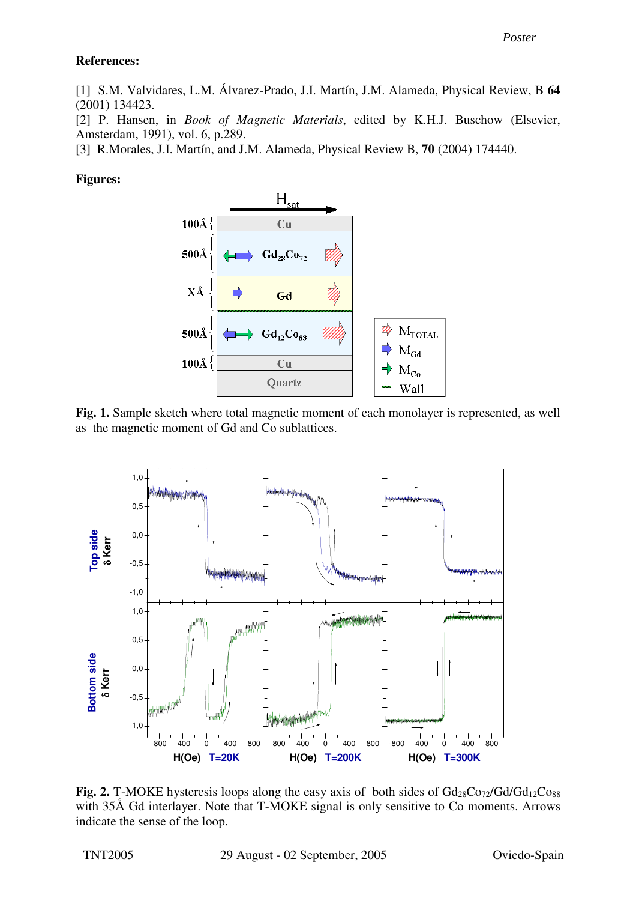## References:

[1] S.M. Valvidares, L.M. Álvarez-Prado, J.I. Martín, J.M. Alameda, Physical Review, B **64** (2001) 134423.
[2] P. Hansen, in *Book of Magnetic Materials*, edited by K.H.J. Buschow (Elsevier, Amsterdam, 1991), vol. 6, p.289.
[3] R.Morales, J.I. Martín, and J.M. Alameda, Physical Review B, **70** (2004) 174440.

## Figures:

$H_{sat}$

100Å Cu
500Å $Gd_{28}Co_{72}$
XÅ Gd
500Å $Gd_{12}Co_{88}$
100Å Cu
Quartz

$M_{TOTAL}$
$M_{Gd}$
$M_{Co}$
Wall

**Fig. 1.** Sample sketch where total magnetic moment of each monolayer is represented, as well as the magnetic moment of Gd and Co sublattices.

Top side δ Kerr
Bottom side δ Kerr
1,0
0,5
0,0
-0,5
-1,0
-800 -400 0 400 800
H(Oe) T=20K
H(Oe) T=200K
H(Oe) T=300K

**Fig. 2.** T-MOKE hysteresis loops along the easy axis of both sides of $Gd_{28}Co_{72}$/Gd/$Gd_{12}Co_{88}$ with 35Å Gd interlayer. Note that T-MOKE signal is only sensitive to Co moments. Arrows indicate the sense of the loop.